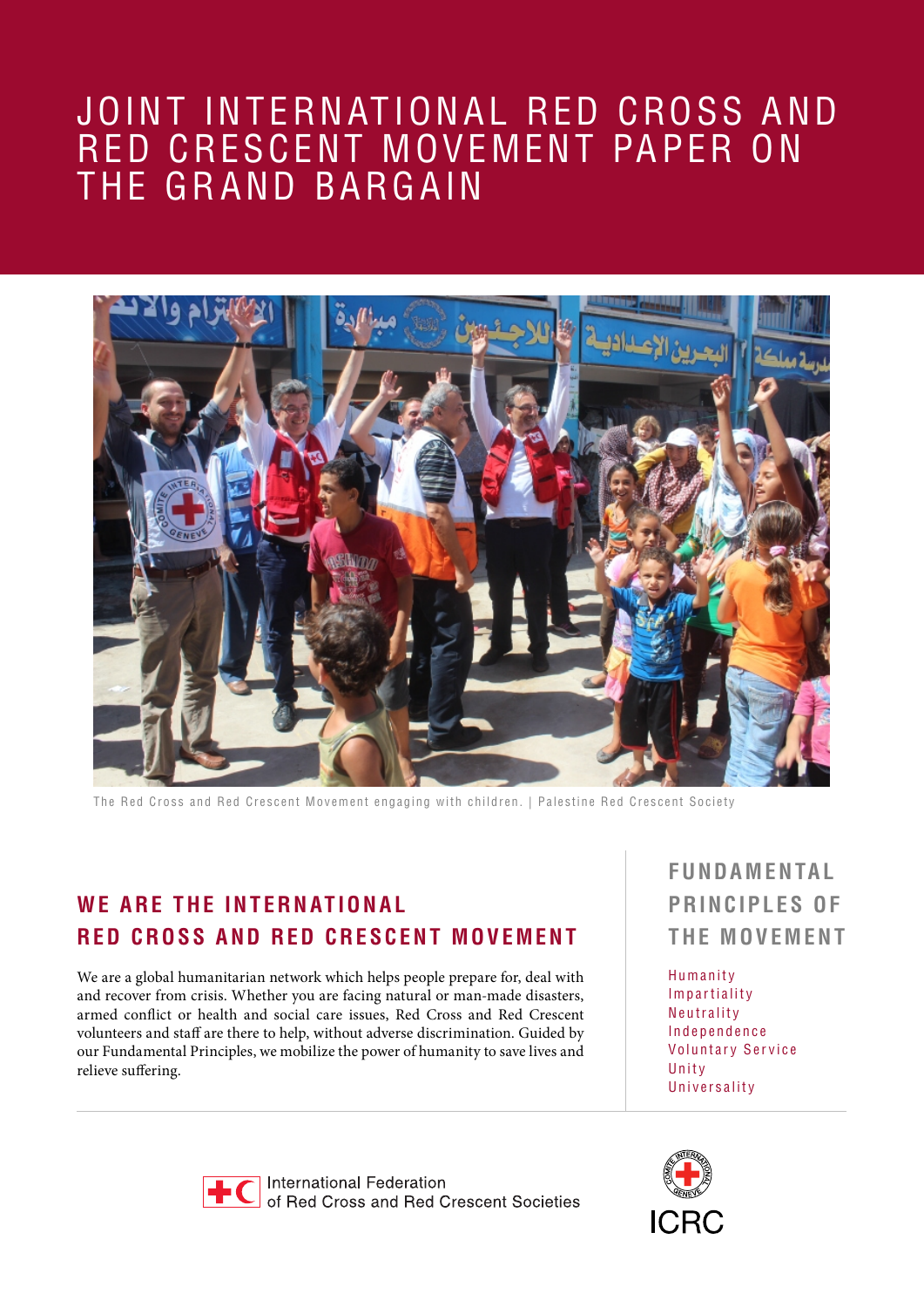# JOINT INTERNATIONAL RED CROSS AND RED CRESCENT MOVEMENT PAPER ON THE GRAND BARGAIN

The Red Cross and Red Crescent Movement engaging with children. | Palestine Red Crescent Society

## WE ARE THE INTERNATIONAL RED CROSS AND RED CRESCENT MOVEMENT

We are a global humanitarian network which helps people prepare for, deal with and recover from crisis. Whether you are facing natural or man-made disasters, armed conflict or health and social care issues, Red Cross and Red Crescent volunteers and staff are there to help, without adverse discrimination. Guided by our Fundamental Principles, we mobilize the power of humanity to save lives and relieve suffering.

## FUNDAMENTAL PRINCIPLES OF THE MOVEMENT

- Humanity
- Impartiality
- Neutrality
- Independence
- Voluntary Service
- Unity
- Universality

International Federation of Red Cross and Red Crescent Societies

ICRC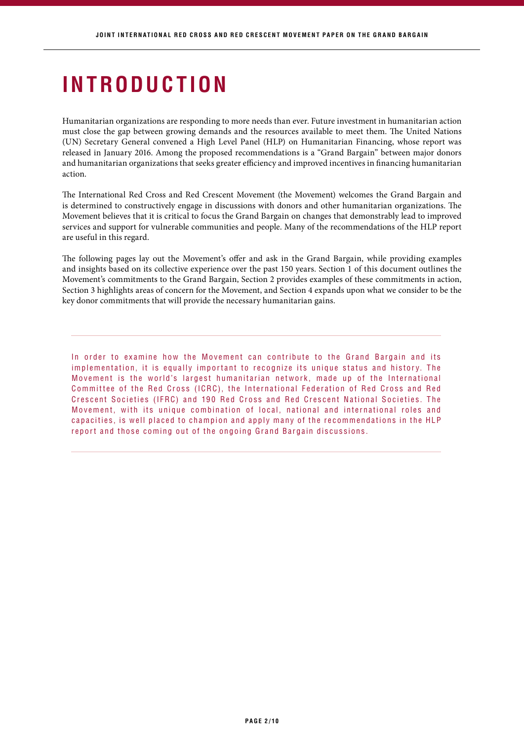# INTRODUCTION

Humanitarian organizations are responding to more needs than ever. Future investment in humanitarian action must close the gap between growing demands and the resources available to meet them. The United Nations (UN) Secretary General convened a High Level Panel (HLP) on Humanitarian Financing, whose report was released in January 2016. Among the proposed recommendations is a "Grand Bargain" between major donors and humanitarian organizations that seeks greater efficiency and improved incentives in financing humanitarian action.

The International Red Cross and Red Crescent Movement (the Movement) welcomes the Grand Bargain and is determined to constructively engage in discussions with donors and other humanitarian organizations. The Movement believes that it is critical to focus the Grand Bargain on changes that demonstrably lead to improved services and support for vulnerable communities and people. Many of the recommendations of the HLP report are useful in this regard.

The following pages lay out the Movement's offer and ask in the Grand Bargain, while providing examples and insights based on its collective experience over the past 150 years. Section 1 of this document outlines the Movement's commitments to the Grand Bargain, Section 2 provides examples of these commitments in action, Section 3 highlights areas of concern for the Movement, and Section 4 expands upon what we consider to be the key donor commitments that will provide the necessary humanitarian gains.

---

In order to examine how the Movement can contribute to the Grand Bargain and its implementation, it is equally important to recognize its unique status and history. The Movement is the world's largest humanitarian network, made up of the International Committee of the Red Cross (ICRC), the International Federation of Red Cross and Red Crescent Societies (IFRC) and 190 Red Cross and Red Crescent National Societies. The Movement, with its unique combination of local, national and international roles and capacities, is well placed to champion and apply many of the recommendations in the HLP report and those coming out of the ongoing Grand Bargain discussions.

---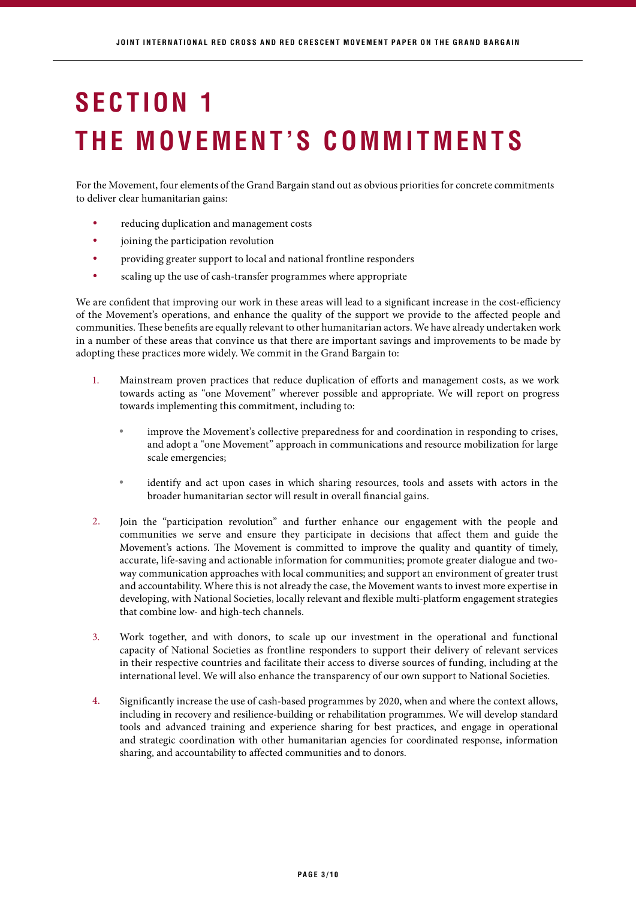# SECTION 1
# THE MOVEMENT'S COMMITMENTS

For the Movement, four elements of the Grand Bargain stand out as obvious priorities for concrete commitments to deliver clear humanitarian gains:

- reducing duplication and management costs
- joining the participation revolution
- providing greater support to local and national frontline responders
- scaling up the use of cash-transfer programmes where appropriate

We are confident that improving our work in these areas will lead to a significant increase in the cost-efficiency of the Movement's operations, and enhance the quality of the support we provide to the affected people and communities. These benefits are equally relevant to other humanitarian actors. We have already undertaken work in a number of these areas that convince us that there are important savings and improvements to be made by adopting these practices more widely. We commit in the Grand Bargain to:

1. Mainstream proven practices that reduce duplication of efforts and management costs, as we work towards acting as "one Movement" wherever possible and appropriate. We will report on progress towards implementing this commitment, including to:

    - improve the Movement's collective preparedness for and coordination in responding to crises, and adopt a "one Movement" approach in communications and resource mobilization for large scale emergencies;

    - identify and act upon cases in which sharing resources, tools and assets with actors in the broader humanitarian sector will result in overall financial gains.

2. Join the "participation revolution" and further enhance our engagement with the people and communities we serve and ensure they participate in decisions that affect them and guide the Movement's actions. The Movement is committed to improve the quality and quantity of timely, accurate, life-saving and actionable information for communities; promote greater dialogue and two-way communication approaches with local communities; and support an environment of greater trust and accountability. Where this is not already the case, the Movement wants to invest more expertise in developing, with National Societies, locally relevant and flexible multi-platform engagement strategies that combine low- and high-tech channels.

3. Work together, and with donors, to scale up our investment in the operational and functional capacity of National Societies as frontline responders to support their delivery of relevant services in their respective countries and facilitate their access to diverse sources of funding, including at the international level. We will also enhance the transparency of our own support to National Societies.

4. Significantly increase the use of cash-based programmes by 2020, when and where the context allows, including in recovery and resilience-building or rehabilitation programmes. We will develop standard tools and advanced training and experience sharing for best practices, and engage in operational and strategic coordination with other humanitarian agencies for coordinated response, information sharing, and accountability to affected communities and to donors.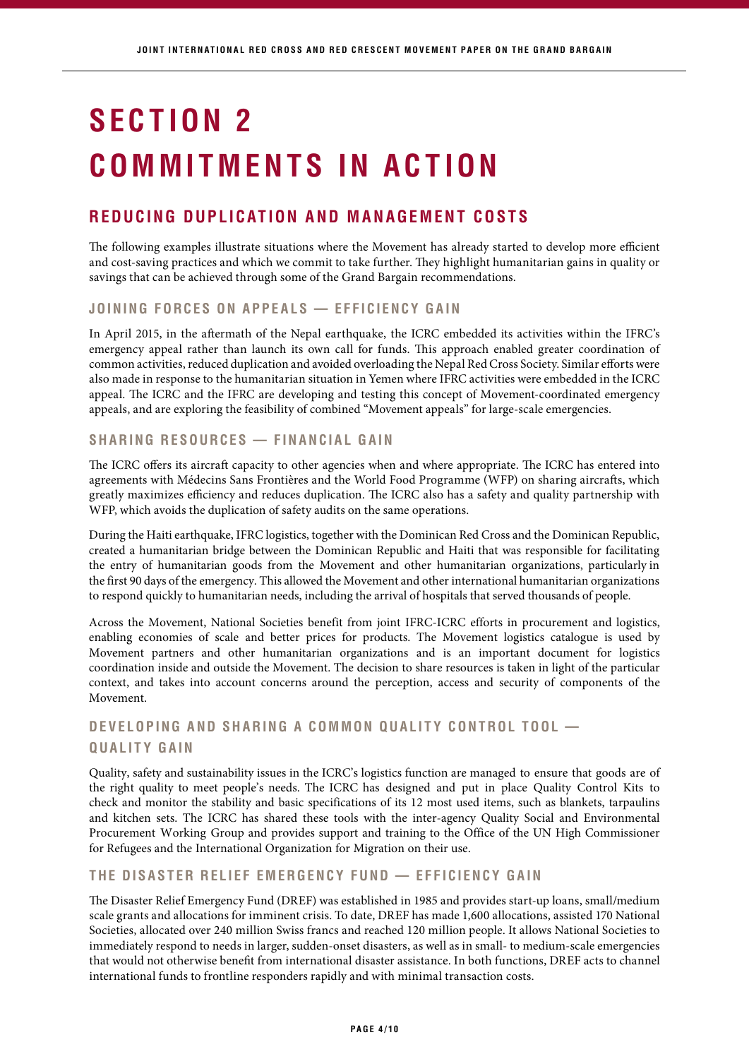# SECTION 2 COMMITMENTS IN ACTION

## REDUCING DUPLICATION AND MANAGEMENT COSTS

The following examples illustrate situations where the Movement has already started to develop more efficient and cost-saving practices and which we commit to take further. They highlight humanitarian gains in quality or savings that can be achieved through some of the Grand Bargain recommendations.

### JOINING FORCES ON APPEALS — EFFICIENCY GAIN

In April 2015, in the aftermath of the Nepal earthquake, the ICRC embedded its activities within the IFRC's emergency appeal rather than launch its own call for funds. This approach enabled greater coordination of common activities, reduced duplication and avoided overloading the Nepal Red Cross Society. Similar efforts were also made in response to the humanitarian situation in Yemen where IFRC activities were embedded in the ICRC appeal. The ICRC and the IFRC are developing and testing this concept of Movement-coordinated emergency appeals, and are exploring the feasibility of combined "Movement appeals" for large-scale emergencies.

### SHARING RESOURCES — FINANCIAL GAIN

The ICRC offers its aircraft capacity to other agencies when and where appropriate. The ICRC has entered into agreements with Médecins Sans Frontières and the World Food Programme (WFP) on sharing aircrafts, which greatly maximizes efficiency and reduces duplication. The ICRC also has a safety and quality partnership with WFP, which avoids the duplication of safety audits on the same operations.

During the Haiti earthquake, IFRC logistics, together with the Dominican Red Cross and the Dominican Republic, created a humanitarian bridge between the Dominican Republic and Haiti that was responsible for facilitating the entry of humanitarian goods from the Movement and other humanitarian organizations, particularly in the first 90 days of the emergency. This allowed the Movement and other international humanitarian organizations to respond quickly to humanitarian needs, including the arrival of hospitals that served thousands of people.

Across the Movement, National Societies benefit from joint IFRC-ICRC efforts in procurement and logistics, enabling economies of scale and better prices for products. The Movement logistics catalogue is used by Movement partners and other humanitarian organizations and is an important document for logistics coordination inside and outside the Movement. The decision to share resources is taken in light of the particular context, and takes into account concerns around the perception, access and security of components of the Movement.

### DEVELOPING AND SHARING A COMMON QUALITY CONTROL TOOL — QUALITY GAIN

Quality, safety and sustainability issues in the ICRC's logistics function are managed to ensure that goods are of the right quality to meet people's needs. The ICRC has designed and put in place Quality Control Kits to check and monitor the stability and basic specifications of its 12 most used items, such as blankets, tarpaulins and kitchen sets. The ICRC has shared these tools with the inter-agency Quality Social and Environmental Procurement Working Group and provides support and training to the Office of the UN High Commissioner for Refugees and the International Organization for Migration on their use.

### THE DISASTER RELIEF EMERGENCY FUND — EFFICIENCY GAIN

The Disaster Relief Emergency Fund (DREF) was established in 1985 and provides start-up loans, small/medium scale grants and allocations for imminent crisis. To date, DREF has made 1,600 allocations, assisted 170 National Societies, allocated over 240 million Swiss francs and reached 120 million people. It allows National Societies to immediately respond to needs in larger, sudden-onset disasters, as well as in small- to medium-scale emergencies that would not otherwise benefit from international disaster assistance. In both functions, DREF acts to channel international funds to frontline responders rapidly and with minimal transaction costs.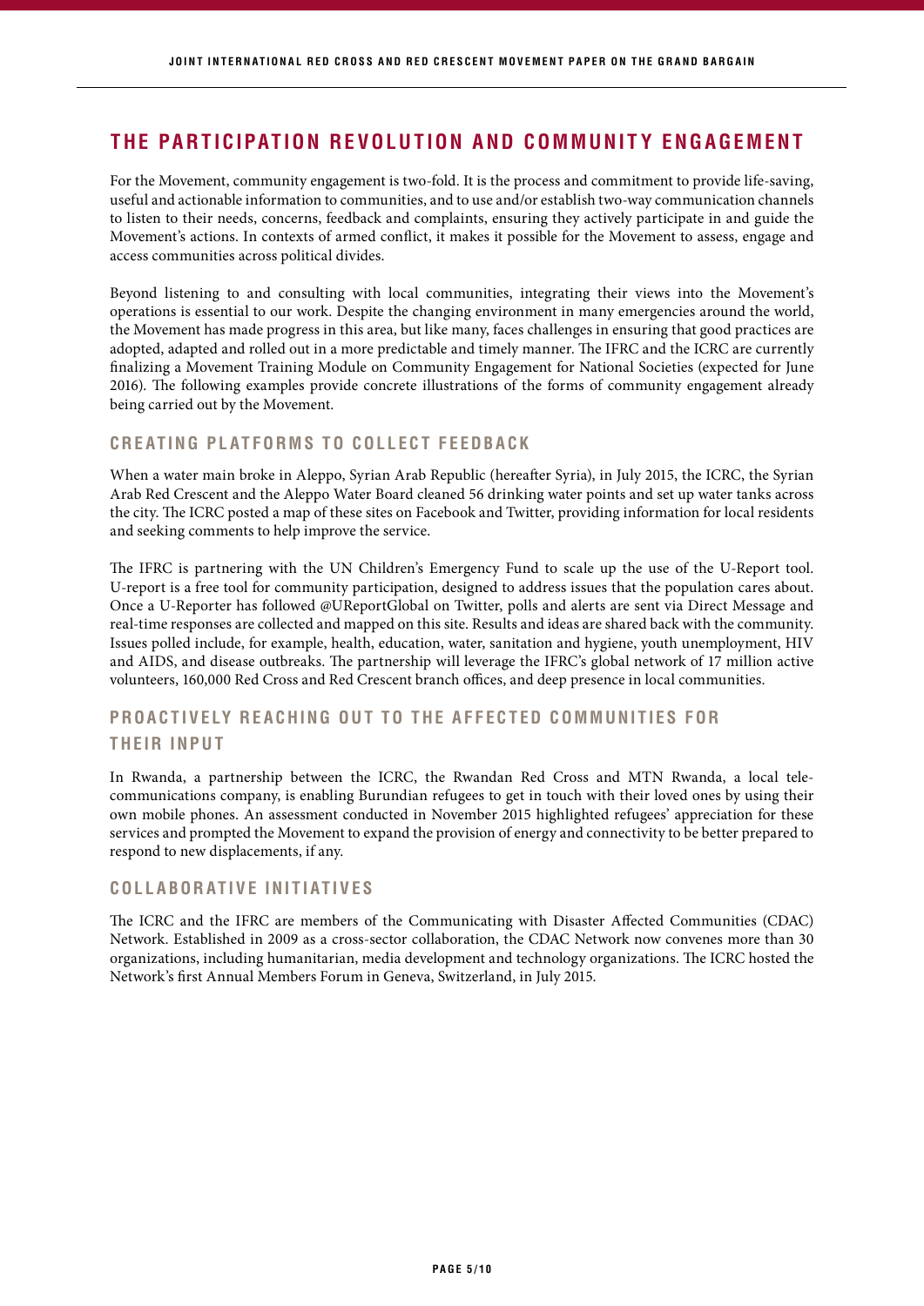## THE PARTICIPATION REVOLUTION AND COMMUNITY ENGAGEMENT

For the Movement, community engagement is two-fold. It is the process and commitment to provide life-saving, useful and actionable information to communities, and to use and/or establish two-way communication channels to listen to their needs, concerns, feedback and complaints, ensuring they actively participate in and guide the Movement's actions. In contexts of armed conflict, it makes it possible for the Movement to assess, engage and access communities across political divides.

Beyond listening to and consulting with local communities, integrating their views into the Movement's operations is essential to our work. Despite the changing environment in many emergencies around the world, the Movement has made progress in this area, but like many, faces challenges in ensuring that good practices are adopted, adapted and rolled out in a more predictable and timely manner. The IFRC and the ICRC are currently finalizing a Movement Training Module on Community Engagement for National Societies (expected for June 2016). The following examples provide concrete illustrations of the forms of community engagement already being carried out by the Movement.

### CREATING PLATFORMS TO COLLECT FEEDBACK

When a water main broke in Aleppo, Syrian Arab Republic (hereafter Syria), in July 2015, the ICRC, the Syrian Arab Red Crescent and the Aleppo Water Board cleaned 56 drinking water points and set up water tanks across the city. The ICRC posted a map of these sites on Facebook and Twitter, providing information for local residents and seeking comments to help improve the service.

The IFRC is partnering with the UN Children's Emergency Fund to scale up the use of the U-Report tool. U-report is a free tool for community participation, designed to address issues that the population cares about. Once a U-Reporter has followed @UReportGlobal on Twitter, polls and alerts are sent via Direct Message and real-time responses are collected and mapped on this site. Results and ideas are shared back with the community. Issues polled include, for example, health, education, water, sanitation and hygiene, youth unemployment, HIV and AIDS, and disease outbreaks. The partnership will leverage the IFRC's global network of 17 million active volunteers, 160,000 Red Cross and Red Crescent branch offices, and deep presence in local communities.

### PROACTIVELY REACHING OUT TO THE AFFECTED COMMUNITIES FOR THEIR INPUT

In Rwanda, a partnership between the ICRC, the Rwandan Red Cross and MTN Rwanda, a local telecommunications company, is enabling Burundian refugees to get in touch with their loved ones by using their own mobile phones. An assessment conducted in November 2015 highlighted refugees' appreciation for these services and prompted the Movement to expand the provision of energy and connectivity to be better prepared to respond to new displacements, if any.

### COLLABORATIVE INITIATIVES

The ICRC and the IFRC are members of the Communicating with Disaster Affected Communities (CDAC) Network. Established in 2009 as a cross-sector collaboration, the CDAC Network now convenes more than 30 organizations, including humanitarian, media development and technology organizations. The ICRC hosted the Network's first Annual Members Forum in Geneva, Switzerland, in July 2015.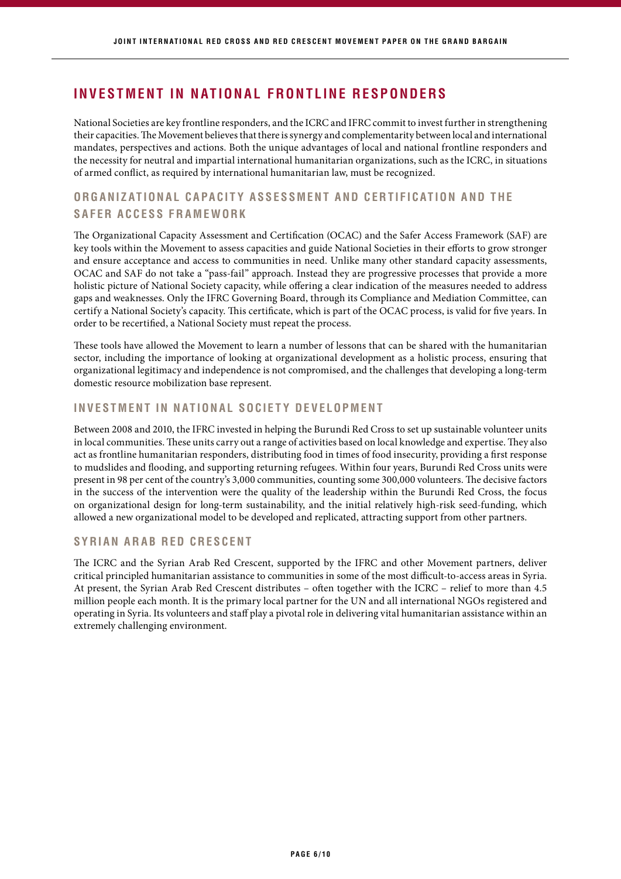## INVESTMENT IN NATIONAL FRONTLINE RESPONDERS

National Societies are key frontline responders, and the ICRC and IFRC commit to invest further in strengthening their capacities. The Movement believes that there is synergy and complementarity between local and international mandates, perspectives and actions. Both the unique advantages of local and national frontline responders and the necessity for neutral and impartial international humanitarian organizations, such as the ICRC, in situations of armed conflict, as required by international humanitarian law, must be recognized.

### ORGANIZATIONAL CAPACITY ASSESSMENT AND CERTIFICATION AND THE SAFER ACCESS FRAMEWORK

The Organizational Capacity Assessment and Certification (OCAC) and the Safer Access Framework (SAF) are key tools within the Movement to assess capacities and guide National Societies in their efforts to grow stronger and ensure acceptance and access to communities in need. Unlike many other standard capacity assessments, OCAC and SAF do not take a "pass-fail" approach. Instead they are progressive processes that provide a more holistic picture of National Society capacity, while offering a clear indication of the measures needed to address gaps and weaknesses. Only the IFRC Governing Board, through its Compliance and Mediation Committee, can certify a National Society's capacity. This certificate, which is part of the OCAC process, is valid for five years. In order to be recertified, a National Society must repeat the process.

These tools have allowed the Movement to learn a number of lessons that can be shared with the humanitarian sector, including the importance of looking at organizational development as a holistic process, ensuring that organizational legitimacy and independence is not compromised, and the challenges that developing a long-term domestic resource mobilization base represent.

### INVESTMENT IN NATIONAL SOCIETY DEVELOPMENT

Between 2008 and 2010, the IFRC invested in helping the Burundi Red Cross to set up sustainable volunteer units in local communities. These units carry out a range of activities based on local knowledge and expertise. They also act as frontline humanitarian responders, distributing food in times of food insecurity, providing a first response to mudslides and flooding, and supporting returning refugees. Within four years, Burundi Red Cross units were present in 98 per cent of the country's 3,000 communities, counting some 300,000 volunteers. The decisive factors in the success of the intervention were the quality of the leadership within the Burundi Red Cross, the focus on organizational design for long-term sustainability, and the initial relatively high-risk seed-funding, which allowed a new organizational model to be developed and replicated, attracting support from other partners.

### SYRIAN ARAB RED CRESCENT

The ICRC and the Syrian Arab Red Crescent, supported by the IFRC and other Movement partners, deliver critical principled humanitarian assistance to communities in some of the most difficult-to-access areas in Syria. At present, the Syrian Arab Red Crescent distributes – often together with the ICRC – relief to more than 4.5 million people each month. It is the primary local partner for the UN and all international NGOs registered and operating in Syria. Its volunteers and staff play a pivotal role in delivering vital humanitarian assistance within an extremely challenging environment.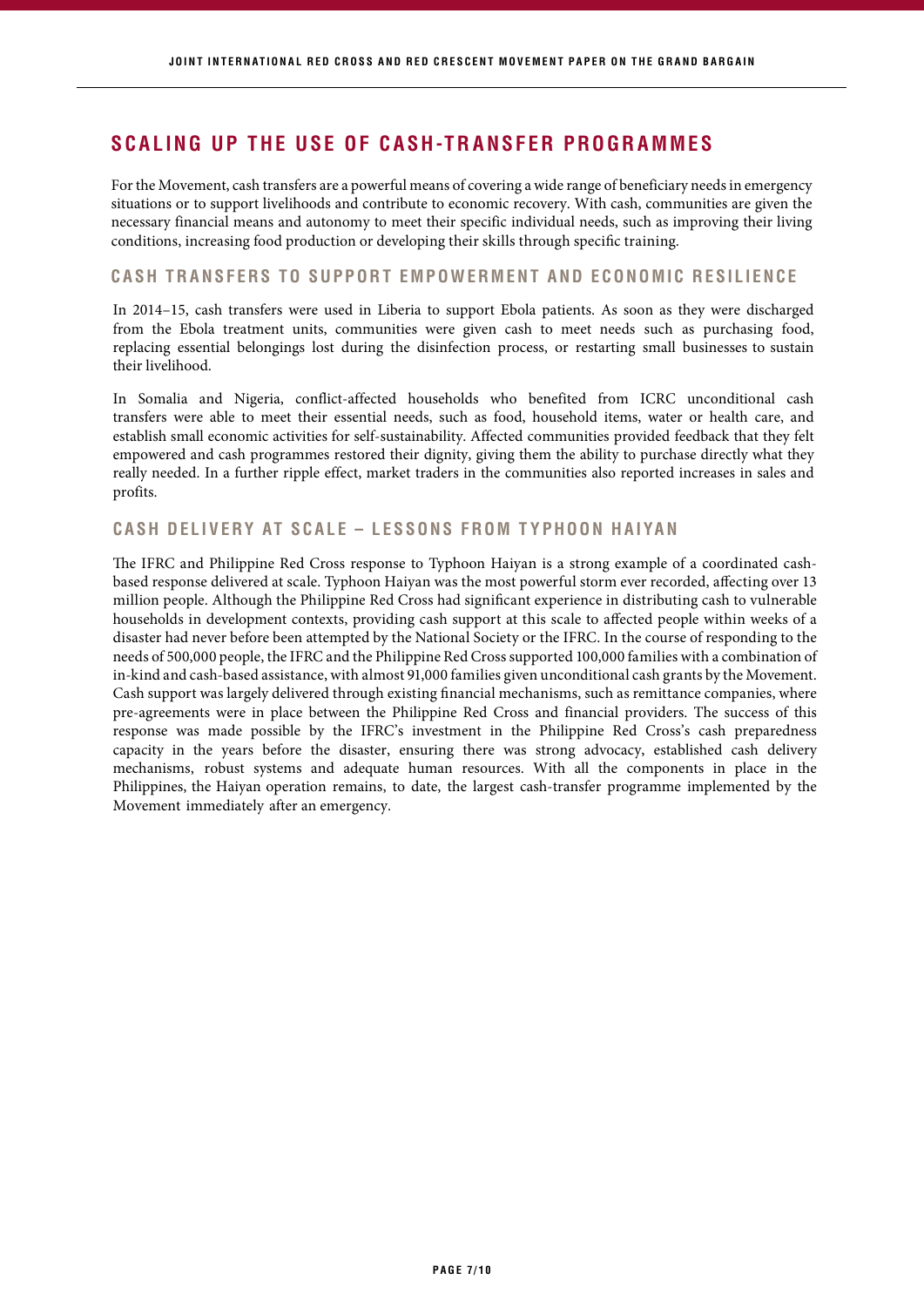## SCALING UP THE USE OF CASH-TRANSFER PROGRAMMES

For the Movement, cash transfers are a powerful means of covering a wide range of beneficiary needs in emergency situations or to support livelihoods and contribute to economic recovery. With cash, communities are given the necessary financial means and autonomy to meet their specific individual needs, such as improving their living conditions, increasing food production or developing their skills through specific training.

### CASH TRANSFERS TO SUPPORT EMPOWERMENT AND ECONOMIC RESILIENCE

In 2014–15, cash transfers were used in Liberia to support Ebola patients. As soon as they were discharged from the Ebola treatment units, communities were given cash to meet needs such as purchasing food, replacing essential belongings lost during the disinfection process, or restarting small businesses to sustain their livelihood.

In Somalia and Nigeria, conflict-affected households who benefited from ICRC unconditional cash transfers were able to meet their essential needs, such as food, household items, water or health care, and establish small economic activities for self-sustainability. Affected communities provided feedback that they felt empowered and cash programmes restored their dignity, giving them the ability to purchase directly what they really needed. In a further ripple effect, market traders in the communities also reported increases in sales and profits.

### CASH DELIVERY AT SCALE – LESSONS FROM TYPHOON HAIYAN

The IFRC and Philippine Red Cross response to Typhoon Haiyan is a strong example of a coordinated cash-based response delivered at scale. Typhoon Haiyan was the most powerful storm ever recorded, affecting over 13 million people. Although the Philippine Red Cross had significant experience in distributing cash to vulnerable households in development contexts, providing cash support at this scale to affected people within weeks of a disaster had never before been attempted by the National Society or the IFRC. In the course of responding to the needs of 500,000 people, the IFRC and the Philippine Red Cross supported 100,000 families with a combination of in-kind and cash-based assistance, with almost 91,000 families given unconditional cash grants by the Movement. Cash support was largely delivered through existing financial mechanisms, such as remittance companies, where pre-agreements were in place between the Philippine Red Cross and financial providers. The success of this response was made possible by the IFRC's investment in the Philippine Red Cross's cash preparedness capacity in the years before the disaster, ensuring there was strong advocacy, established cash delivery mechanisms, robust systems and adequate human resources. With all the components in place in the Philippines, the Haiyan operation remains, to date, the largest cash-transfer programme implemented by the Movement immediately after an emergency.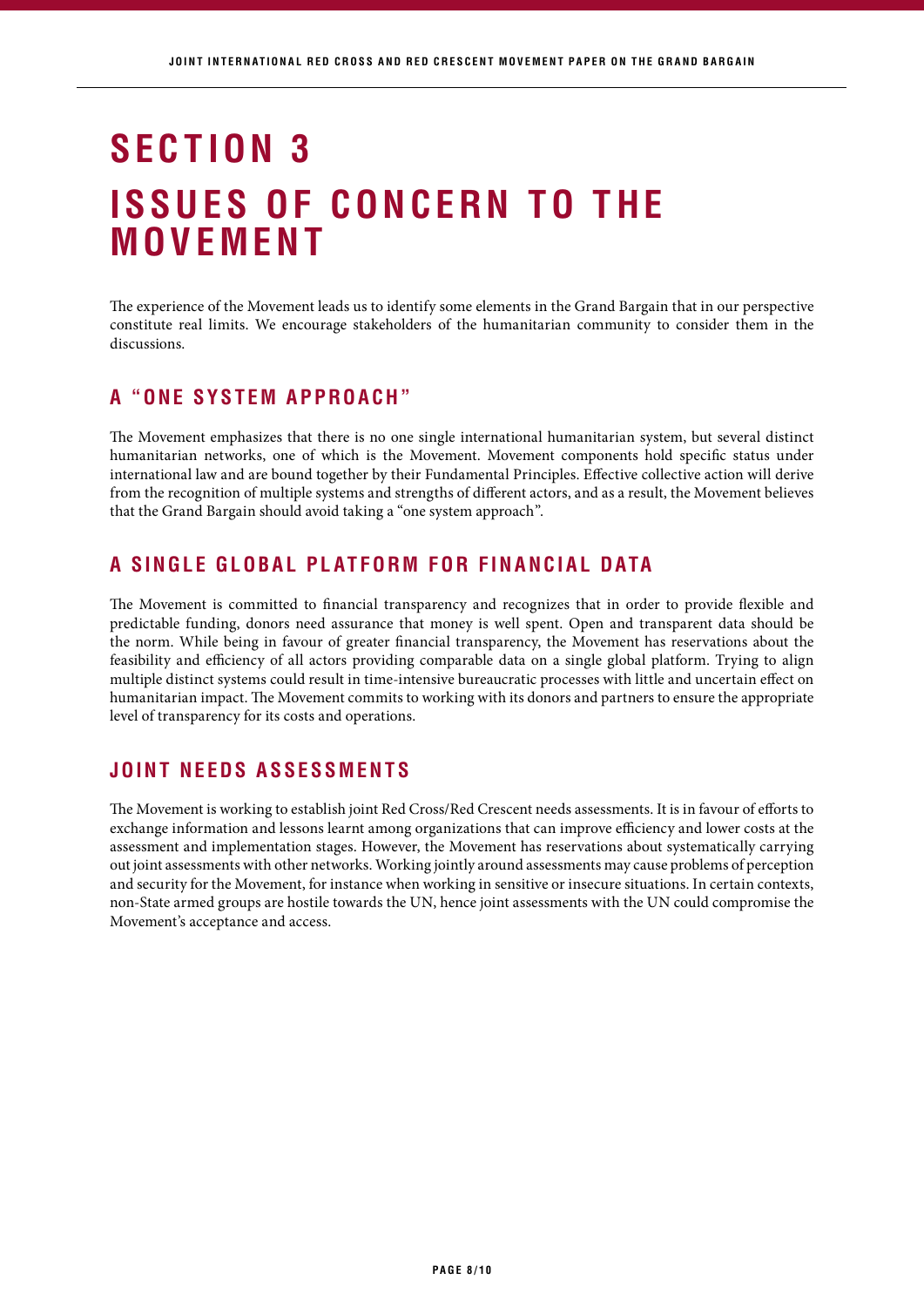# SECTION 3
# ISSUES OF CONCERN TO THE MOVEMENT

The experience of the Movement leads us to identify some elements in the Grand Bargain that in our perspective constitute real limits. We encourage stakeholders of the humanitarian community to consider them in the discussions.

## A "ONE SYSTEM APPROACH"

The Movement emphasizes that there is no one single international humanitarian system, but several distinct humanitarian networks, one of which is the Movement. Movement components hold specific status under international law and are bound together by their Fundamental Principles. Effective collective action will derive from the recognition of multiple systems and strengths of different actors, and as a result, the Movement believes that the Grand Bargain should avoid taking a "one system approach".

## A SINGLE GLOBAL PLATFORM FOR FINANCIAL DATA

The Movement is committed to financial transparency and recognizes that in order to provide flexible and predictable funding, donors need assurance that money is well spent. Open and transparent data should be the norm. While being in favour of greater financial transparency, the Movement has reservations about the feasibility and efficiency of all actors providing comparable data on a single global platform. Trying to align multiple distinct systems could result in time-intensive bureaucratic processes with little and uncertain effect on humanitarian impact. The Movement commits to working with its donors and partners to ensure the appropriate level of transparency for its costs and operations.

## JOINT NEEDS ASSESSMENTS

The Movement is working to establish joint Red Cross/Red Crescent needs assessments. It is in favour of efforts to exchange information and lessons learnt among organizations that can improve efficiency and lower costs at the assessment and implementation stages. However, the Movement has reservations about systematically carrying out joint assessments with other networks. Working jointly around assessments may cause problems of perception and security for the Movement, for instance when working in sensitive or insecure situations. In certain contexts, non-State armed groups are hostile towards the UN, hence joint assessments with the UN could compromise the Movement's acceptance and access.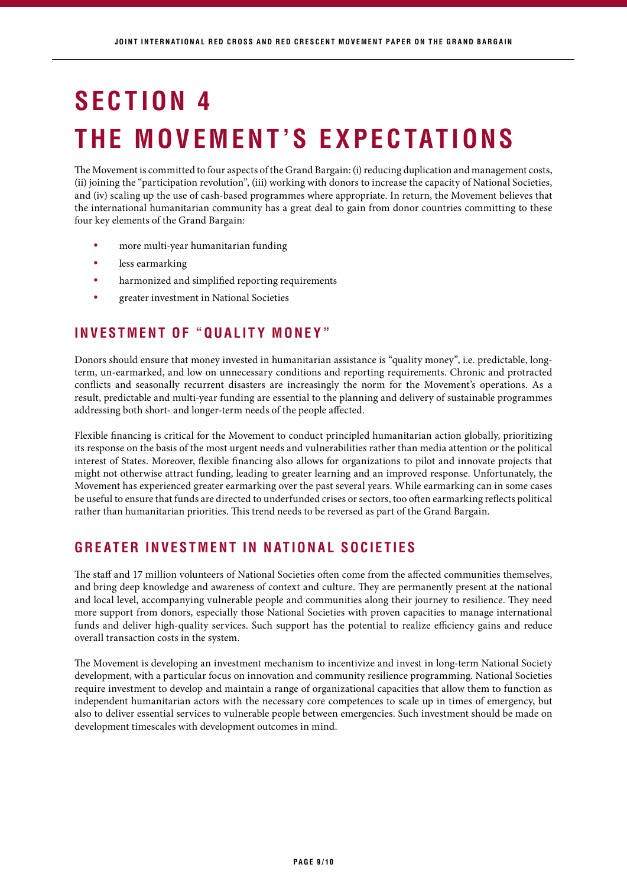# SECTION 4
# THE MOVEMENT'S EXPECTATIONS

The Movement is committed to four aspects of the Grand Bargain: (i) reducing duplication and management costs, (ii) joining the "participation revolution", (iii) working with donors to increase the capacity of National Societies, and (iv) scaling up the use of cash-based programmes where appropriate. In return, the Movement believes that the international humanitarian community has a great deal to gain from donor countries committing to these four key elements of the Grand Bargain:

- more multi-year humanitarian funding
- less earmarking
- harmonized and simplified reporting requirements
- greater investment in National Societies

## INVESTMENT OF "QUALITY MONEY"

Donors should ensure that money invested in humanitarian assistance is "quality money", i.e. predictable, long-term, un-earmarked, and low on unnecessary conditions and reporting requirements. Chronic and protracted conflicts and seasonally recurrent disasters are increasingly the norm for the Movement's operations. As a result, predictable and multi-year funding are essential to the planning and delivery of sustainable programmes addressing both short- and longer-term needs of the people affected.

Flexible financing is critical for the Movement to conduct principled humanitarian action globally, prioritizing its response on the basis of the most urgent needs and vulnerabilities rather than media attention or the political interest of States. Moreover, flexible financing also allows for organizations to pilot and innovate projects that might not otherwise attract funding, leading to greater learning and an improved response. Unfortunately, the Movement has experienced greater earmarking over the past several years. While earmarking can in some cases be useful to ensure that funds are directed to underfunded crises or sectors, too often earmarking reflects political rather than humanitarian priorities. This trend needs to be reversed as part of the Grand Bargain.

## GREATER INVESTMENT IN NATIONAL SOCIETIES

The staff and 17 million volunteers of National Societies often come from the affected communities themselves, and bring deep knowledge and awareness of context and culture. They are permanently present at the national and local level, accompanying vulnerable people and communities along their journey to resilience. They need more support from donors, especially those National Societies with proven capacities to manage international funds and deliver high-quality services. Such support has the potential to realize efficiency gains and reduce overall transaction costs in the system.

The Movement is developing an investment mechanism to incentivize and invest in long-term National Society development, with a particular focus on innovation and community resilience programming. National Societies require investment to develop and maintain a range of organizational capacities that allow them to function as independent humanitarian actors with the necessary core competences to scale up in times of emergency, but also to deliver essential services to vulnerable people between emergencies. Such investment should be made on development timescales with development outcomes in mind.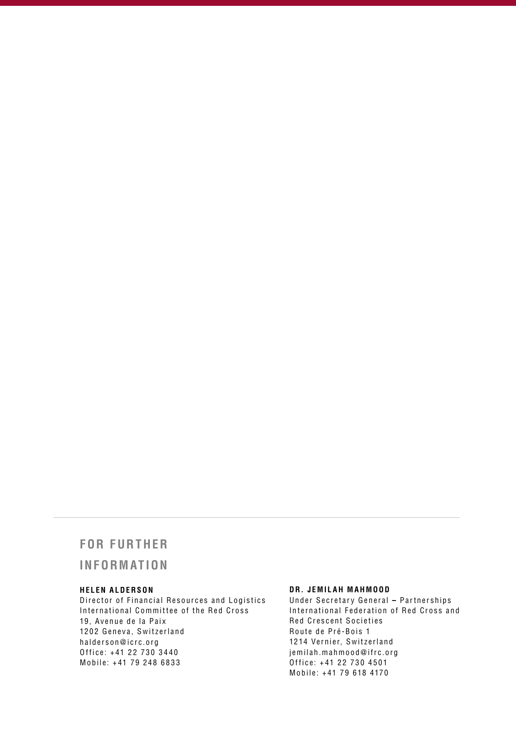## FOR FURTHER INFORMATION

**HELEN ALDERSON**
Director of Financial Resources and Logistics
International Committee of the Red Cross
19, Avenue de la Paix
1202 Geneva, Switzerland
halderson@icrc.org
Office: +41 22 730 3440
Mobile: +41 79 248 6833

**DR. JEMILAH MAHMOOD**
Under Secretary General – Partnerships
International Federation of Red Cross and Red Crescent Societies
Route de Pré-Bois 1
1214 Vernier, Switzerland
jemilah.mahmood@ifrc.org
Office: +41 22 730 4501
Mobile: +41 79 618 4170